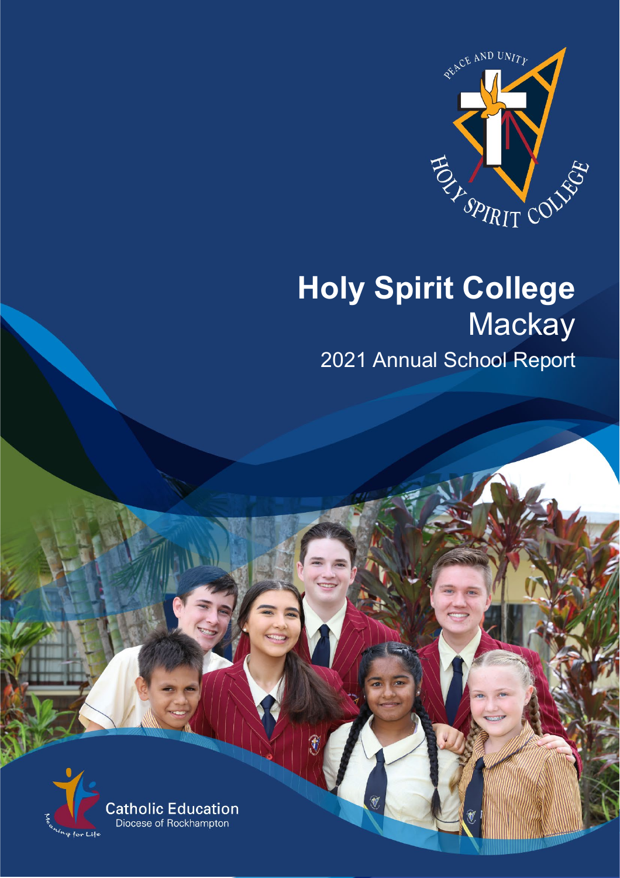# Holy Spirit College

## Mackay

2021 Annual School Report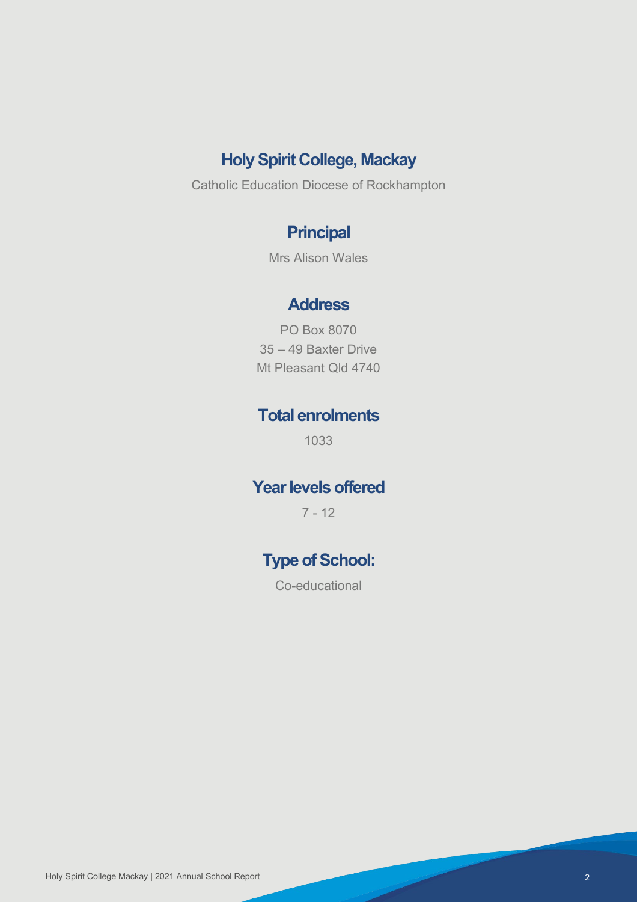# Holy Spirit College, Mackay

Catholic Education Diocese of Rockhampton

## Principal

Mrs Alison Wales

## Address

PO Box 8070
35 – 49 Baxter Drive
Mt Pleasant Qld 4740

## Total enrolments

1033

## Year levels offered

7 - 12

## Type of School:

Co-educational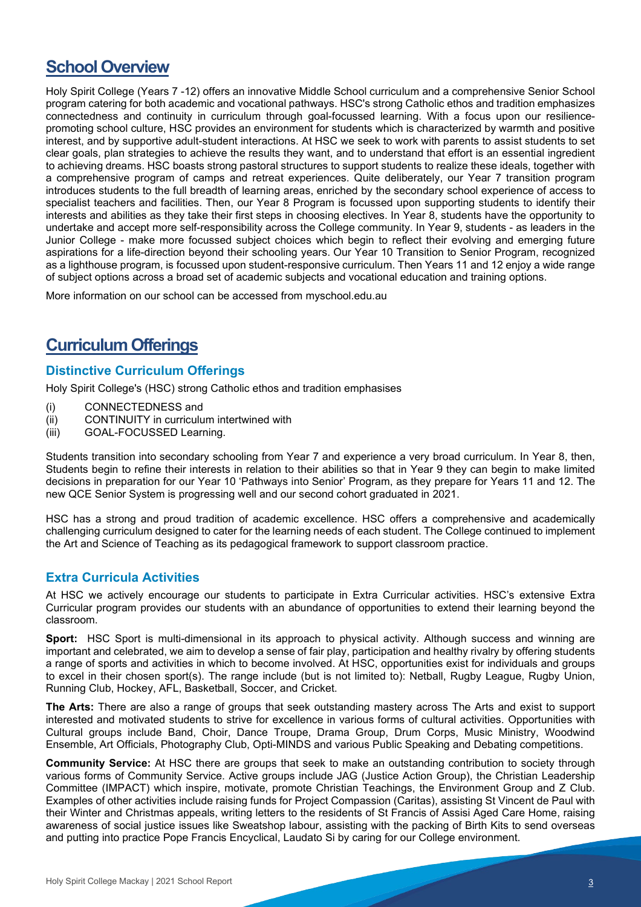# School Overview

Holy Spirit College (Years 7 -12) offers an innovative Middle School curriculum and a comprehensive Senior School program catering for both academic and vocational pathways. HSC's strong Catholic ethos and tradition emphasizes connectedness and continuity in curriculum through goal-focussed learning. With a focus upon our resilience-promoting school culture, HSC provides an environment for students which is characterized by warmth and positive interest, and by supportive adult-student interactions. At HSC we seek to work with parents to assist students to set clear goals, plan strategies to achieve the results they want, and to understand that effort is an essential ingredient to achieving dreams. HSC boasts strong pastoral structures to support students to realize these ideals, together with a comprehensive program of camps and retreat experiences. Quite deliberately, our Year 7 transition program introduces students to the full breadth of learning areas, enriched by the secondary school experience of access to specialist teachers and facilities. Then, our Year 8 Program is focussed upon supporting students to identify their interests and abilities as they take their first steps in choosing electives. In Year 8, students have the opportunity to undertake and accept more self-responsibility across the College community. In Year 9, students - as leaders in the Junior College - make more focussed subject choices which begin to reflect their evolving and emerging future aspirations for a life-direction beyond their schooling years. Our Year 10 Transition to Senior Program, recognized as a lighthouse program, is focussed upon student-responsive curriculum. Then Years 11 and 12 enjoy a wide range of subject options across a broad set of academic subjects and vocational education and training options.

More information on our school can be accessed from myschool.edu.au

# Curriculum Offerings

## Distinctive Curriculum Offerings

Holy Spirit College's (HSC) strong Catholic ethos and tradition emphasises

(i) CONNECTEDNESS and
(ii) CONTINUITY in curriculum intertwined with
(iii) GOAL-FOCUSSED Learning.

Students transition into secondary schooling from Year 7 and experience a very broad curriculum. In Year 8, then, Students begin to refine their interests in relation to their abilities so that in Year 9 they can begin to make limited decisions in preparation for our Year 10 'Pathways into Senior' Program, as they prepare for Years 11 and 12. The new QCE Senior System is progressing well and our second cohort graduated in 2021.

HSC has a strong and proud tradition of academic excellence. HSC offers a comprehensive and academically challenging curriculum designed to cater for the learning needs of each student. The College continued to implement the Art and Science of Teaching as its pedagogical framework to support classroom practice.

## Extra Curricula Activities

At HSC we actively encourage our students to participate in Extra Curricular activities. HSC's extensive Extra Curricular program provides our students with an abundance of opportunities to extend their learning beyond the classroom.

**Sport:** HSC Sport is multi-dimensional in its approach to physical activity. Although success and winning are important and celebrated, we aim to develop a sense of fair play, participation and healthy rivalry by offering students a range of sports and activities in which to become involved. At HSC, opportunities exist for individuals and groups to excel in their chosen sport(s). The range include (but is not limited to): Netball, Rugby League, Rugby Union, Running Club, Hockey, AFL, Basketball, Soccer, and Cricket.

**The Arts:** There are also a range of groups that seek outstanding mastery across The Arts and exist to support interested and motivated students to strive for excellence in various forms of cultural activities. Opportunities with Cultural groups include Band, Choir, Dance Troupe, Drama Group, Drum Corps, Music Ministry, Woodwind Ensemble, Art Officials, Photography Club, Opti-MINDS and various Public Speaking and Debating competitions.

**Community Service:** At HSC there are groups that seek to make an outstanding contribution to society through various forms of Community Service. Active groups include JAG (Justice Action Group), the Christian Leadership Committee (IMPACT) which inspire, motivate, promote Christian Teachings, the Environment Group and Z Club. Examples of other activities include raising funds for Project Compassion (Caritas), assisting St Vincent de Paul with their Winter and Christmas appeals, writing letters to the residents of St Francis of Assisi Aged Care Home, raising awareness of social justice issues like Sweatshop labour, assisting with the packing of Birth Kits to send overseas and putting into practice Pope Francis Encyclical, Laudato Si by caring for our College environment.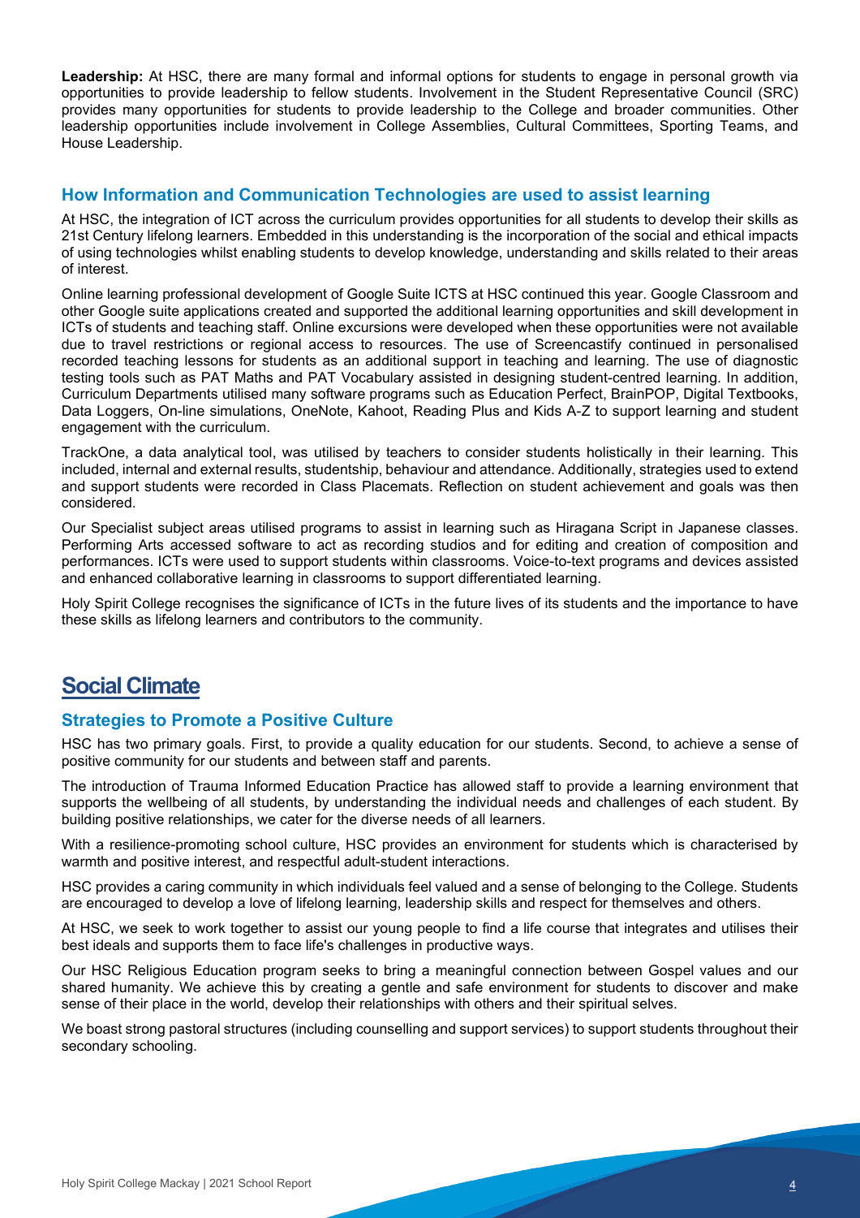**Leadership:** At HSC, there are many formal and informal options for students to engage in personal growth via opportunities to provide leadership to fellow students. Involvement in the Student Representative Council (SRC) provides many opportunities for students to provide leadership to the College and broader communities. Other leadership opportunities include involvement in College Assemblies, Cultural Committees, Sporting Teams, and House Leadership.

### How Information and Communication Technologies are used to assist learning

At HSC, the integration of ICT across the curriculum provides opportunities for all students to develop their skills as 21st Century lifelong learners. Embedded in this understanding is the incorporation of the social and ethical impacts of using technologies whilst enabling students to develop knowledge, understanding and skills related to their areas of interest.

Online learning professional development of Google Suite ICTS at HSC continued this year. Google Classroom and other Google suite applications created and supported the additional learning opportunities and skill development in ICTs of students and teaching staff. Online excursions were developed when these opportunities were not available due to travel restrictions or regional access to resources. The use of Screencastify continued in personalised recorded teaching lessons for students as an additional support in teaching and learning. The use of diagnostic testing tools such as PAT Maths and PAT Vocabulary assisted in designing student-centred learning. In addition, Curriculum Departments utilised many software programs such as Education Perfect, BrainPOP, Digital Textbooks, Data Loggers, On-line simulations, OneNote, Kahoot, Reading Plus and Kids A-Z to support learning and student engagement with the curriculum.

TrackOne, a data analytical tool, was utilised by teachers to consider students holistically in their learning. This included, internal and external results, studentship, behaviour and attendance. Additionally, strategies used to extend and support students were recorded in Class Placemats. Reflection on student achievement and goals was then considered.

Our Specialist subject areas utilised programs to assist in learning such as Hiragana Script in Japanese classes. Performing Arts accessed software to act as recording studios and for editing and creation of composition and performances. ICTs were used to support students within classrooms. Voice-to-text programs and devices assisted and enhanced collaborative learning in classrooms to support differentiated learning.

Holy Spirit College recognises the significance of ICTs in the future lives of its students and the importance to have these skills as lifelong learners and contributors to the community.

## Social Climate

### Strategies to Promote a Positive Culture

HSC has two primary goals. First, to provide a quality education for our students. Second, to achieve a sense of positive community for our students and between staff and parents.

The introduction of Trauma Informed Education Practice has allowed staff to provide a learning environment that supports the wellbeing of all students, by understanding the individual needs and challenges of each student. By building positive relationships, we cater for the diverse needs of all learners.

With a resilience-promoting school culture, HSC provides an environment for students which is characterised by warmth and positive interest, and respectful adult-student interactions.

HSC provides a caring community in which individuals feel valued and a sense of belonging to the College. Students are encouraged to develop a love of lifelong learning, leadership skills and respect for themselves and others.

At HSC, we seek to work together to assist our young people to find a life course that integrates and utilises their best ideals and supports them to face life's challenges in productive ways.

Our HSC Religious Education program seeks to bring a meaningful connection between Gospel values and our shared humanity. We achieve this by creating a gentle and safe environment for students to discover and make sense of their place in the world, develop their relationships with others and their spiritual selves.

We boast strong pastoral structures (including counselling and support services) to support students throughout their secondary schooling.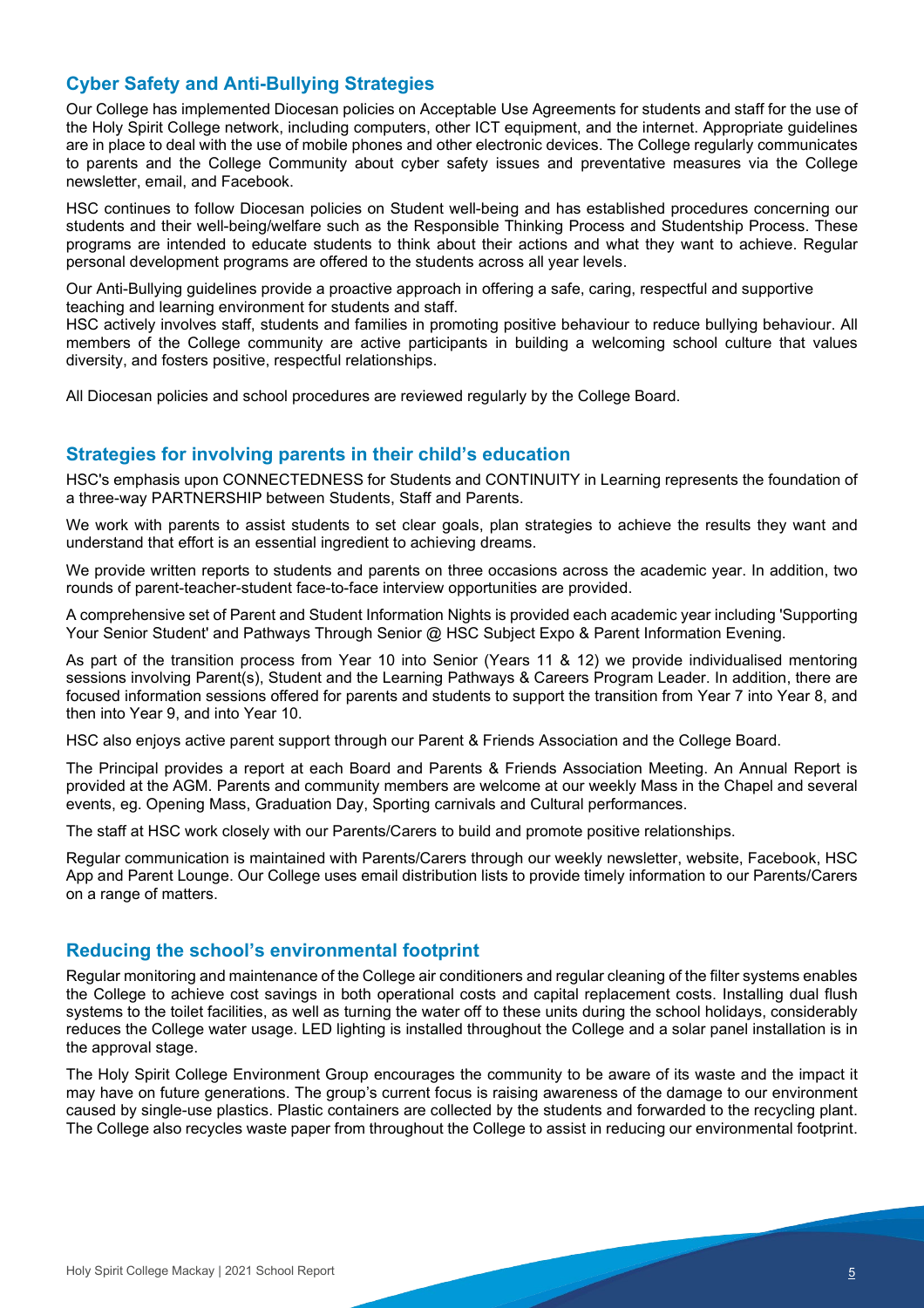## Cyber Safety and Anti-Bullying Strategies

Our College has implemented Diocesan policies on Acceptable Use Agreements for students and staff for the use of the Holy Spirit College network, including computers, other ICT equipment, and the internet. Appropriate guidelines are in place to deal with the use of mobile phones and other electronic devices. The College regularly communicates to parents and the College Community about cyber safety issues and preventative measures via the College newsletter, email, and Facebook.

HSC continues to follow Diocesan policies on Student well-being and has established procedures concerning our students and their well-being/welfare such as the Responsible Thinking Process and Studentship Process. These programs are intended to educate students to think about their actions and what they want to achieve. Regular personal development programs are offered to the students across all year levels.

Our Anti-Bullying guidelines provide a proactive approach in offering a safe, caring, respectful and supportive teaching and learning environment for students and staff.
HSC actively involves staff, students and families in promoting positive behaviour to reduce bullying behaviour. All members of the College community are active participants in building a welcoming school culture that values diversity, and fosters positive, respectful relationships.

All Diocesan policies and school procedures are reviewed regularly by the College Board.

## Strategies for involving parents in their child's education

HSC's emphasis upon CONNECTEDNESS for Students and CONTINUITY in Learning represents the foundation of a three-way PARTNERSHIP between Students, Staff and Parents.

We work with parents to assist students to set clear goals, plan strategies to achieve the results they want and understand that effort is an essential ingredient to achieving dreams.

We provide written reports to students and parents on three occasions across the academic year. In addition, two rounds of parent-teacher-student face-to-face interview opportunities are provided.

A comprehensive set of Parent and Student Information Nights is provided each academic year including 'Supporting Your Senior Student' and Pathways Through Senior @ HSC Subject Expo & Parent Information Evening.

As part of the transition process from Year 10 into Senior (Years 11 & 12) we provide individualised mentoring sessions involving Parent(s), Student and the Learning Pathways & Careers Program Leader. In addition, there are focused information sessions offered for parents and students to support the transition from Year 7 into Year 8, and then into Year 9, and into Year 10.

HSC also enjoys active parent support through our Parent & Friends Association and the College Board.

The Principal provides a report at each Board and Parents & Friends Association Meeting. An Annual Report is provided at the AGM. Parents and community members are welcome at our weekly Mass in the Chapel and several events, eg. Opening Mass, Graduation Day, Sporting carnivals and Cultural performances.

The staff at HSC work closely with our Parents/Carers to build and promote positive relationships.

Regular communication is maintained with Parents/Carers through our weekly newsletter, website, Facebook, HSC App and Parent Lounge. Our College uses email distribution lists to provide timely information to our Parents/Carers on a range of matters.

## Reducing the school's environmental footprint

Regular monitoring and maintenance of the College air conditioners and regular cleaning of the filter systems enables the College to achieve cost savings in both operational costs and capital replacement costs. Installing dual flush systems to the toilet facilities, as well as turning the water off to these units during the school holidays, considerably reduces the College water usage. LED lighting is installed throughout the College and a solar panel installation is in the approval stage.

The Holy Spirit College Environment Group encourages the community to be aware of its waste and the impact it may have on future generations. The group's current focus is raising awareness of the damage to our environment caused by single-use plastics. Plastic containers are collected by the students and forwarded to the recycling plant. The College also recycles waste paper from throughout the College to assist in reducing our environmental footprint.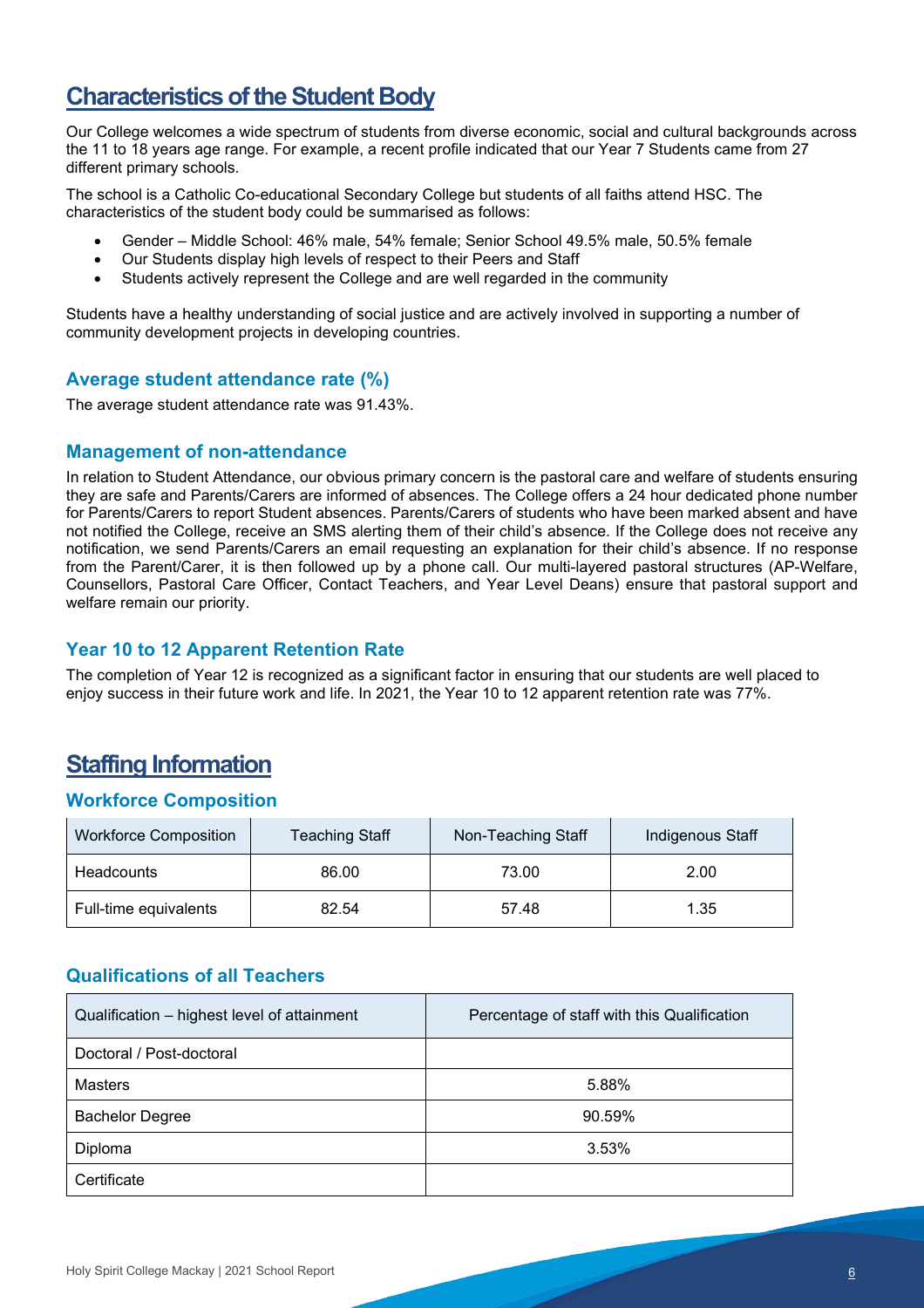# Characteristics of the Student Body

Our College welcomes a wide spectrum of students from diverse economic, social and cultural backgrounds across the 11 to 18 years age range. For example, a recent profile indicated that our Year 7 Students came from 27 different primary schools.

The school is a Catholic Co-educational Secondary College but students of all faiths attend HSC. The characteristics of the student body could be summarised as follows:

- Gender – Middle School: 46% male, 54% female; Senior School 49.5% male, 50.5% female
- Our Students display high levels of respect to their Peers and Staff
- Students actively represent the College and are well regarded in the community

Students have a healthy understanding of social justice and are actively involved in supporting a number of community development projects in developing countries.

### Average student attendance rate (%)

The average student attendance rate was 91.43%.

### Management of non-attendance

In relation to Student Attendance, our obvious primary concern is the pastoral care and welfare of students ensuring they are safe and Parents/Carers are informed of absences. The College offers a 24 hour dedicated phone number for Parents/Carers to report Student absences. Parents/Carers of students who have been marked absent and have not notified the College, receive an SMS alerting them of their child's absence. If the College does not receive any notification, we send Parents/Carers an email requesting an explanation for their child's absence. If no response from the Parent/Carer, it is then followed up by a phone call. Our multi-layered pastoral structures (AP-Welfare, Counsellors, Pastoral Care Officer, Contact Teachers, and Year Level Deans) ensure that pastoral support and welfare remain our priority.

### Year 10 to 12 Apparent Retention Rate

The completion of Year 12 is recognized as a significant factor in ensuring that our students are well placed to enjoy success in their future work and life. In 2021, the Year 10 to 12 apparent retention rate was 77%.

# Staffing Information

### Workforce Composition

| Workforce Composition | Teaching Staff | Non-Teaching Staff | Indigenous Staff |
|---|---|---|---|
| Headcounts | 86.00 | 73.00 | 2.00 |
| Full-time equivalents | 82.54 | 57.48 | 1.35 |

### Qualifications of all Teachers

| Qualification – highest level of attainment | Percentage of staff with this Qualification |
|---|---|
| Doctoral / Post-doctoral | |
| Masters | 5.88% |
| Bachelor Degree | 90.59% |
| Diploma | 3.53% |
| Certificate | |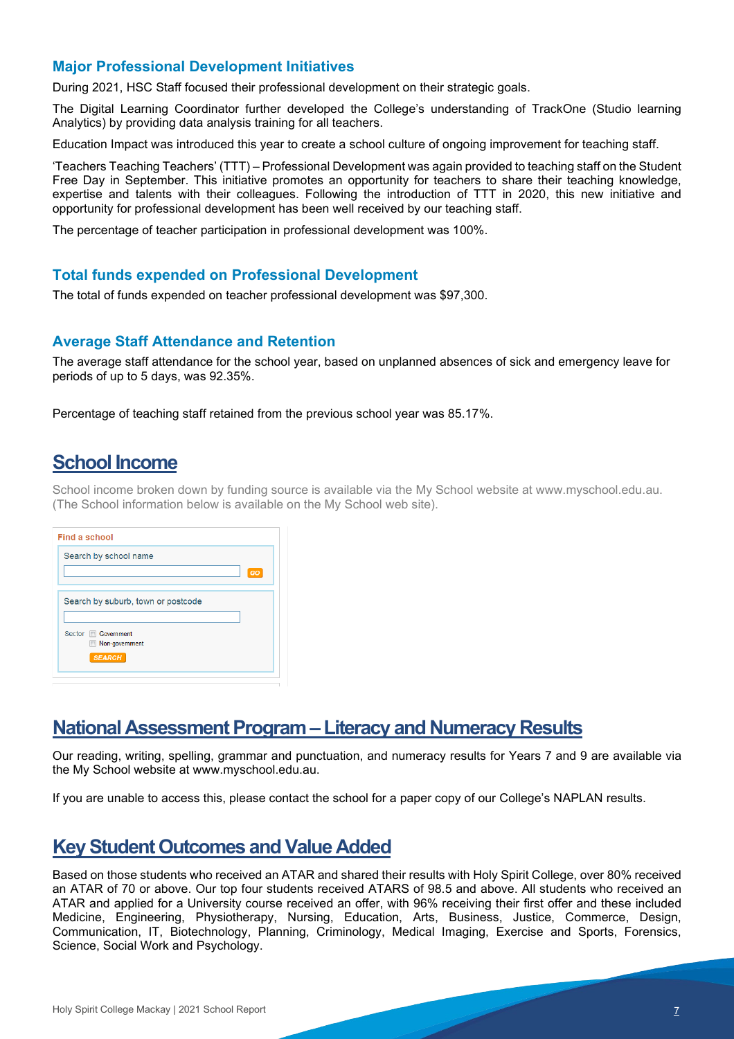### Major Professional Development Initiatives

During 2021, HSC Staff focused their professional development on their strategic goals.

The Digital Learning Coordinator further developed the College's understanding of TrackOne (Studio learning Analytics) by providing data analysis training for all teachers.

Education Impact was introduced this year to create a school culture of ongoing improvement for teaching staff.

'Teachers Teaching Teachers' (TTT) – Professional Development was again provided to teaching staff on the Student Free Day in September. This initiative promotes an opportunity for teachers to share their teaching knowledge, expertise and talents with their colleagues. Following the introduction of TTT in 2020, this new initiative and opportunity for professional development has been well received by our teaching staff.

The percentage of teacher participation in professional development was 100%.

### Total funds expended on Professional Development

The total of funds expended on teacher professional development was $97,300.

### Average Staff Attendance and Retention

The average staff attendance for the school year, based on unplanned absences of sick and emergency leave for periods of up to 5 days, was 92.35%.

Percentage of teaching staff retained from the previous school year was 85.17%.

## School Income

School income broken down by funding source is available via the My School website at www.myschool.edu.au. (The School information below is available on the My School web site).

**Find a school**

Search by school name

GO

Search by suburb, town or postcode

Sector Government
Non-government

SEARCH

## National Assessment Program – Literacy and Numeracy Results

Our reading, writing, spelling, grammar and punctuation, and numeracy results for Years 7 and 9 are available via the My School website at www.myschool.edu.au.

If you are unable to access this, please contact the school for a paper copy of our College's NAPLAN results.

## Key Student Outcomes and Value Added

Based on those students who received an ATAR and shared their results with Holy Spirit College, over 80% received an ATAR of 70 or above. Our top four students received ATARS of 98.5 and above. All students who received an ATAR and applied for a University course received an offer, with 96% receiving their first offer and these included Medicine, Engineering, Physiotherapy, Nursing, Education, Arts, Business, Justice, Commerce, Design, Communication, IT, Biotechnology, Planning, Criminology, Medical Imaging, Exercise and Sports, Forensics, Science, Social Work and Psychology.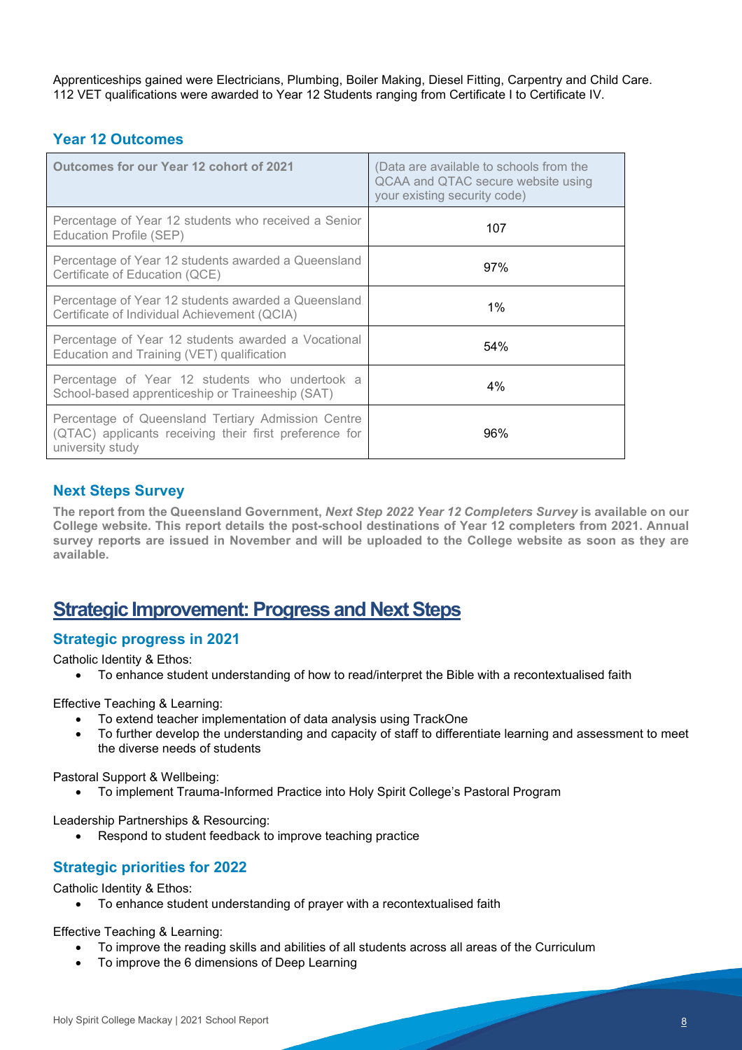Apprenticeships gained were Electricians, Plumbing, Boiler Making, Diesel Fitting, Carpentry and Child Care. 112 VET qualifications were awarded to Year 12 Students ranging from Certificate I to Certificate IV.

### Year 12 Outcomes

| Outcomes for our Year 12 cohort of 2021 | (Data are available to schools from the QCAA and QTAC secure website using your existing security code) |
|---|---|
| Percentage of Year 12 students who received a Senior Education Profile (SEP) | 107 |
| Percentage of Year 12 students awarded a Queensland Certificate of Education (QCE) | 97% |
| Percentage of Year 12 students awarded a Queensland Certificate of Individual Achievement (QCIA) | 1% |
| Percentage of Year 12 students awarded a Vocational Education and Training (VET) qualification | 54% |
| Percentage of Year 12 students who undertook a School-based apprenticeship or Traineeship (SAT) | 4% |
| Percentage of Queensland Tertiary Admission Centre (QTAC) applicants receiving their first preference for university study | 96% |

### Next Steps Survey

**The report from the Queensland Government, *Next Step 2022 Year 12 Completers Survey* is available on our College website. This report details the post-school destinations of Year 12 completers from 2021. Annual survey reports are issued in November and will be uploaded to the College website as soon as they are available.**

## Strategic Improvement: Progress and Next Steps

### Strategic progress in 2021

Catholic Identity & Ethos:

- To enhance student understanding of how to read/interpret the Bible with a recontextualised faith

Effective Teaching & Learning:

- To extend teacher implementation of data analysis using TrackOne
- To further develop the understanding and capacity of staff to differentiate learning and assessment to meet the diverse needs of students

Pastoral Support & Wellbeing:

- To implement Trauma-Informed Practice into Holy Spirit College's Pastoral Program

Leadership Partnerships & Resourcing:

- Respond to student feedback to improve teaching practice

### Strategic priorities for 2022

Catholic Identity & Ethos:

- To enhance student understanding of prayer with a recontextualised faith

Effective Teaching & Learning:

- To improve the reading skills and abilities of all students across all areas of the Curriculum
- To improve the 6 dimensions of Deep Learning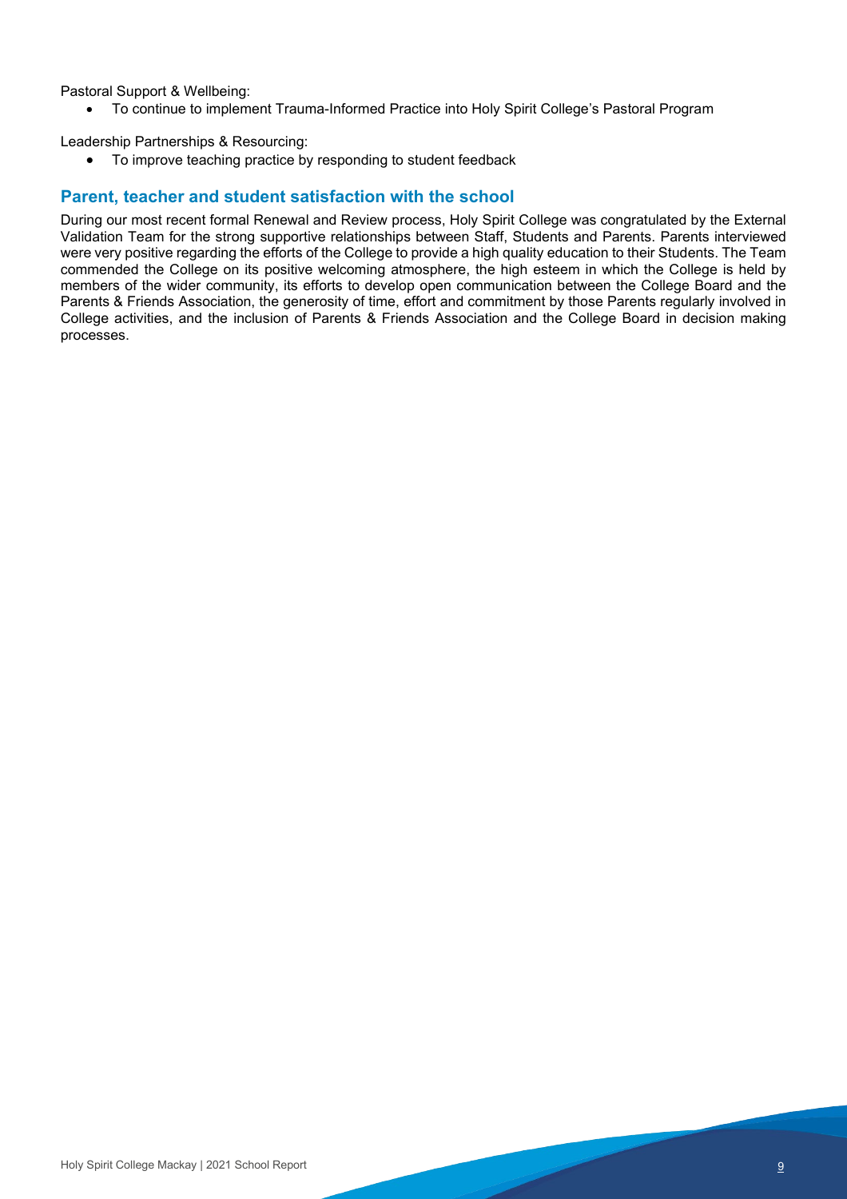Pastoral Support & Wellbeing:

- To continue to implement Trauma-Informed Practice into Holy Spirit College's Pastoral Program

Leadership Partnerships & Resourcing:

- To improve teaching practice by responding to student feedback

## Parent, teacher and student satisfaction with the school

During our most recent formal Renewal and Review process, Holy Spirit College was congratulated by the External Validation Team for the strong supportive relationships between Staff, Students and Parents. Parents interviewed were very positive regarding the efforts of the College to provide a high quality education to their Students. The Team commended the College on its positive welcoming atmosphere, the high esteem in which the College is held by members of the wider community, its efforts to develop open communication between the College Board and the Parents & Friends Association, the generosity of time, effort and commitment by those Parents regularly involved in College activities, and the inclusion of Parents & Friends Association and the College Board in decision making processes.